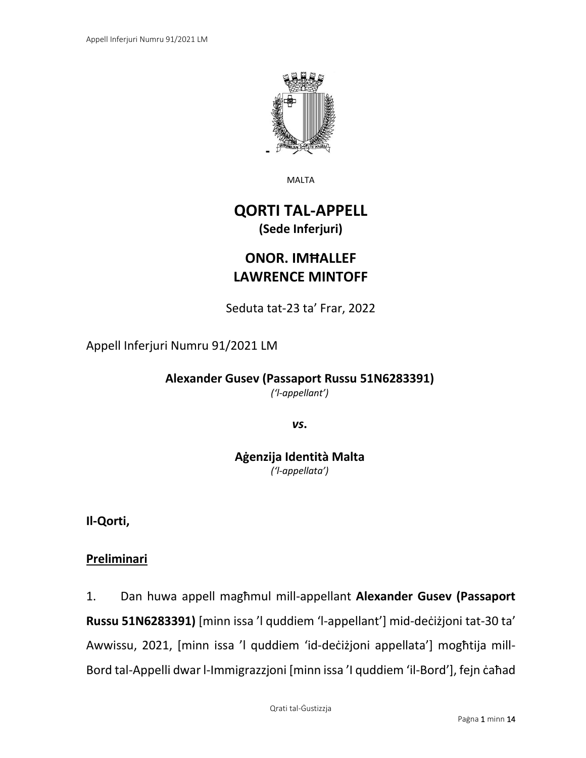MALTA

# QORTI TAL-APPELL
**(Sede Inferjuri)**

## ONOR. IMĦALLEF LAWRENCE MINTOFF

Seduta tat-23 ta' Frar, 2022

Appell Inferjuri Numru 91/2021 LM

**Alexander Gusev (Passaport Russu 51N6283391)**
*('l-appellant')*

***vs*.**

**Aġenzija Identità Malta**
*('l-appellata')*

**Il-Qorti,**

**Preliminari**

1. Dan huwa appell magħmul mill-appellant **Alexander Gusev (Passaport Russu 51N6283391)** [minn issa 'l quddiem 'l-appellant'] mid-deċiżjoni tat-30 ta' Awwissu, 2021, [minn issa 'l quddiem 'id-deċiżjoni appellata'] mogħtija mill-Bord tal-Appelli dwar l-Immigrazzjoni [minn issa 'l quddiem 'il-Bord'], fejn ċaħad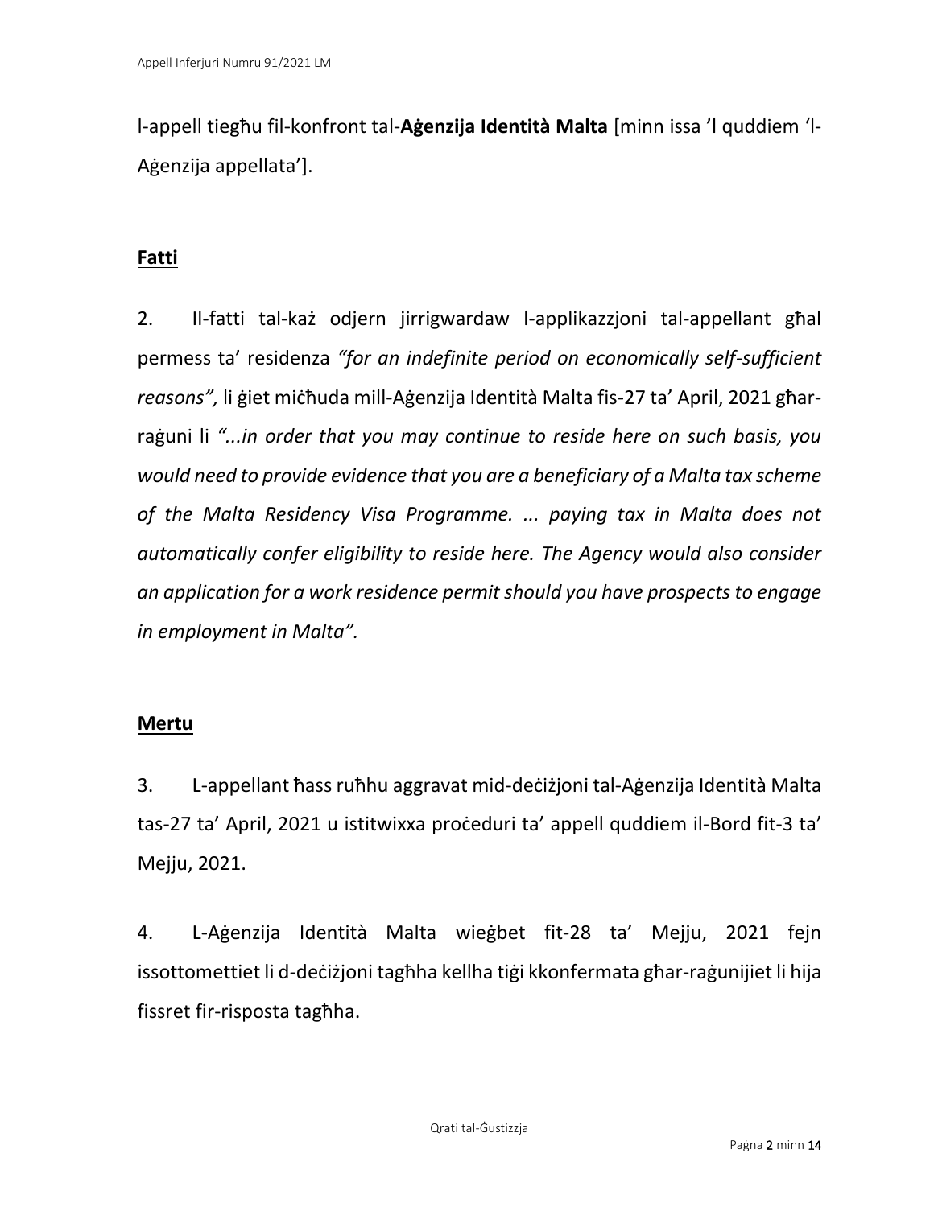l-appell tiegħu fil-konfront tal-**Aġenzija Identità Malta** [minn issa 'l quddiem 'l-Aġenzija appellata'].

**Fatti**

2. Il-fatti tal-każ odjern jirrigwardaw l-applikazzjoni tal-appellant għal permess ta' residenza *"for an indefinite period on economically self-sufficient reasons",* li ġiet miċħuda mill-Aġenzija Identità Malta fis-27 ta' April, 2021 għar-raġuni li *"...in order that you may continue to reside here on such basis, you would need to provide evidence that you are a beneficiary of a Malta tax scheme of the Malta Residency Visa Programme. ... paying tax in Malta does not automatically confer eligibility to reside here. The Agency would also consider an application for a work residence permit should you have prospects to engage in employment in Malta".*

**Mertu**

3. L-appellant ħass ruħhu aggravat mid-deċiżjoni tal-Aġenzija Identità Malta tas-27 ta' April, 2021 u istitwixxa proċeduri ta' appell quddiem il-Bord fit-3 ta' Mejju, 2021.

4. L-Aġenzija Identità Malta wieġbet fit-28 ta' Mejju, 2021 fejn issottomettiet li d-deċiżjoni tagħha kellha tiġi kkonfermata għar-raġunijiet li hija fissret fir-risposta tagħha.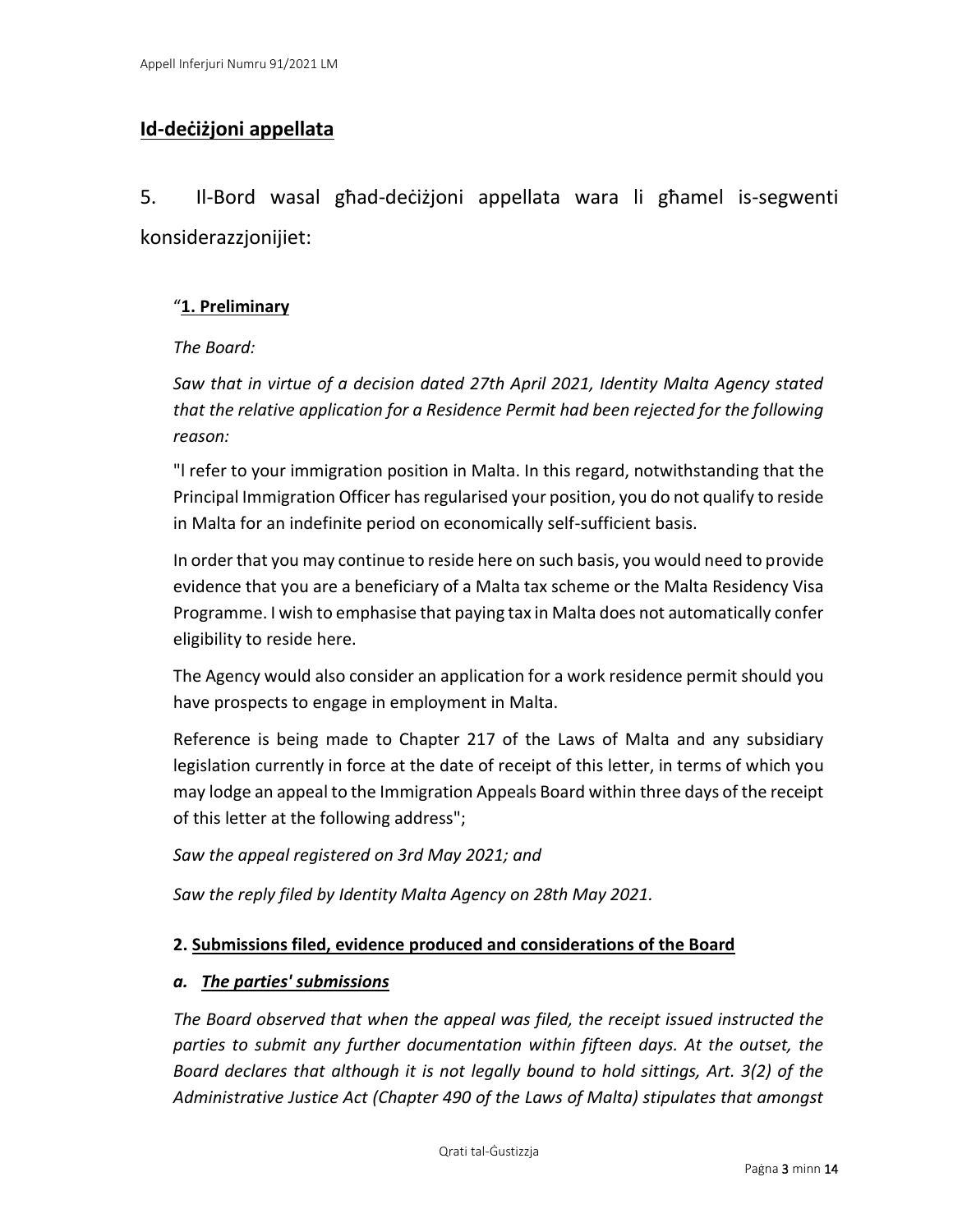## Id-deċiżjoni appellata

5. Il-Bord wasal għad-deċiżjoni appellata wara li għamel is-segwenti konsiderazzjonijiet:

"**1. Preliminary**

*The Board:*

*Saw that in virtue of a decision dated 27th April 2021, Identity Malta Agency stated that the relative application for a Residence Permit had been rejected for the following reason:*

"I refer to your immigration position in Malta. In this regard, notwithstanding that the Principal Immigration Officer has regularised your position, you do not qualify to reside in Malta for an indefinite period on economically self-sufficient basis.

In order that you may continue to reside here on such basis, you would need to provide evidence that you are a beneficiary of a Malta tax scheme or the Malta Residency Visa Programme. I wish to emphasise that paying tax in Malta does not automatically confer eligibility to reside here.

The Agency would also consider an application for a work residence permit should you have prospects to engage in employment in Malta.

Reference is being made to Chapter 217 of the Laws of Malta and any subsidiary legislation currently in force at the date of receipt of this letter, in terms of which you may lodge an appeal to the Immigration Appeals Board within three days of the receipt of this letter at the following address";

*Saw the appeal registered on 3rd May 2021; and*

*Saw the reply filed by Identity Malta Agency on 28th May 2021.*

**2. Submissions filed, evidence produced and considerations of the Board**

***a. The parties' submissions***

*The Board observed that when the appeal was filed, the receipt issued instructed the parties to submit any further documentation within fifteen days. At the outset, the Board declares that although it is not legally bound to hold sittings, Art. 3(2) of the Administrative Justice Act (Chapter 490 of the Laws of Malta) stipulates that amongst*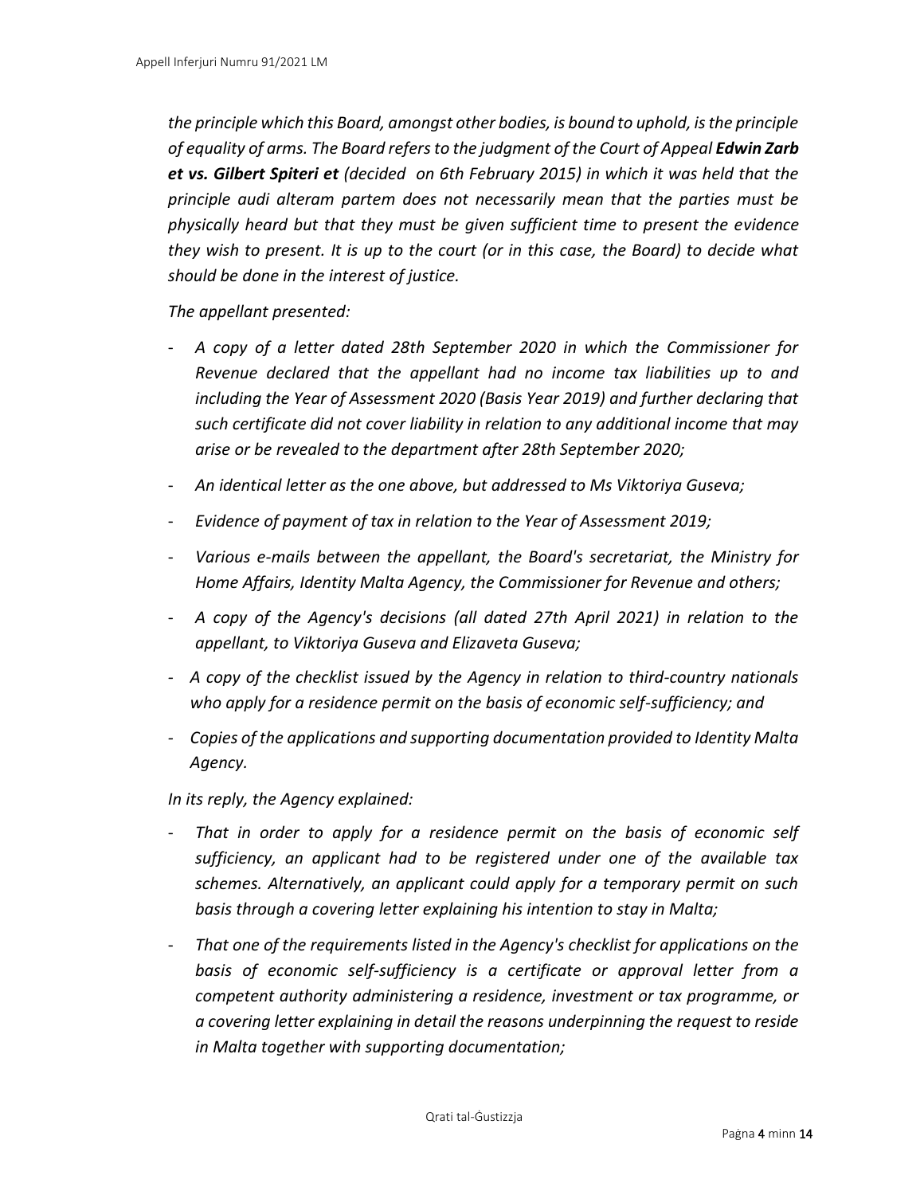*the principle which this Board, amongst other bodies, is bound to uphold, is the principle of equality of arms. The Board refers to the judgment of the Court of Appeal **Edwin Zarb et vs. Gilbert Spiteri et** (decided on 6th February 2015) in which it was held that the principle audi alteram partem does not necessarily mean that the parties must be physically heard but that they must be given sufficient time to present the evidence they wish to present. It is up to the court (or in this case, the Board) to decide what should be done in the interest of justice.*

*The appellant presented:*

- *A copy of a letter dated 28th September 2020 in which the Commissioner for Revenue declared that the appellant had no income tax liabilities up to and including the Year of Assessment 2020 (Basis Year 2019) and further declaring that such certificate did not cover liability in relation to any additional income that may arise or be revealed to the department after 28th September 2020;*
- *An identical letter as the one above, but addressed to Ms Viktoriya Guseva;*
- *Evidence of payment of tax in relation to the Year of Assessment 2019;*
- *Various e-mails between the appellant, the Board's secretariat, the Ministry for Home Affairs, Identity Malta Agency, the Commissioner for Revenue and others;*
- *A copy of the Agency's decisions (all dated 27th April 2021) in relation to the appellant, to Viktoriya Guseva and Elizaveta Guseva;*
- *A copy of the checklist issued by the Agency in relation to third-country nationals who apply for a residence permit on the basis of economic self-sufficiency; and*
- *Copies of the applications and supporting documentation provided to Identity Malta Agency.*

*In its reply, the Agency explained:*

- *That in order to apply for a residence permit on the basis of economic self sufficiency, an applicant had to be registered under one of the available tax schemes. Alternatively, an applicant could apply for a temporary permit on such basis through a covering letter explaining his intention to stay in Malta;*
- *That one of the requirements listed in the Agency's checklist for applications on the basis of economic self-sufficiency is a certificate or approval letter from a competent authority administering a residence, investment or tax programme, or a covering letter explaining in detail the reasons underpinning the request to reside in Malta together with supporting documentation;*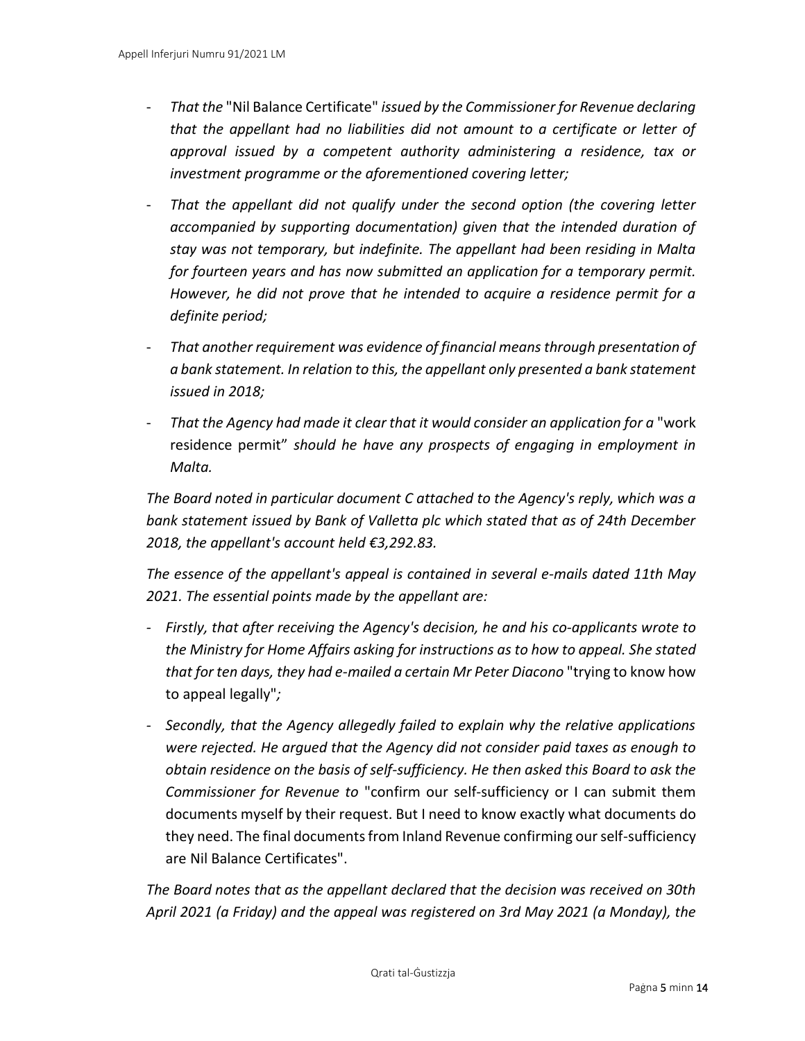- *That the* "Nil Balance Certificate" *issued by the Commissioner for Revenue declaring that the appellant had no liabilities did not amount to a certificate or letter of approval issued by a competent authority administering a residence, tax or investment programme or the aforementioned covering letter;*
- *That the appellant did not qualify under the second option (the covering letter accompanied by supporting documentation) given that the intended duration of stay was not temporary, but indefinite. The appellant had been residing in Malta for fourteen years and has now submitted an application for a temporary permit. However, he did not prove that he intended to acquire a residence permit for a definite period;*
- *That another requirement was evidence of financial means through presentation of a bank statement. In relation to this, the appellant only presented a bank statement issued in 2018;*
- *That the Agency had made it clear that it would consider an application for a* "work residence permit" *should he have any prospects of engaging in employment in Malta.*

*The Board noted in particular document C attached to the Agency's reply, which was a bank statement issued by Bank of Valletta plc which stated that as of 24th December 2018, the appellant's account held €3,292.83.*

*The essence of the appellant's appeal is contained in several e-mails dated 11th May 2021. The essential points made by the appellant are:*

- *Firstly, that after receiving the Agency's decision, he and his co-applicants wrote to the Ministry for Home Affairs asking for instructions as to how to appeal. She stated that for ten days, they had e-mailed a certain Mr Peter Diacono* "trying to know how to appeal legally"*;*
- *Secondly, that the Agency allegedly failed to explain why the relative applications were rejected. He argued that the Agency did not consider paid taxes as enough to obtain residence on the basis of self-sufficiency. He then asked this Board to ask the Commissioner for Revenue to* "confirm our self-sufficiency or I can submit them documents myself by their request. But I need to know exactly what documents do they need. The final documents from Inland Revenue confirming our self-sufficiency are Nil Balance Certificates".

*The Board notes that as the appellant declared that the decision was received on 30th April 2021 (a Friday) and the appeal was registered on 3rd May 2021 (a Monday), the*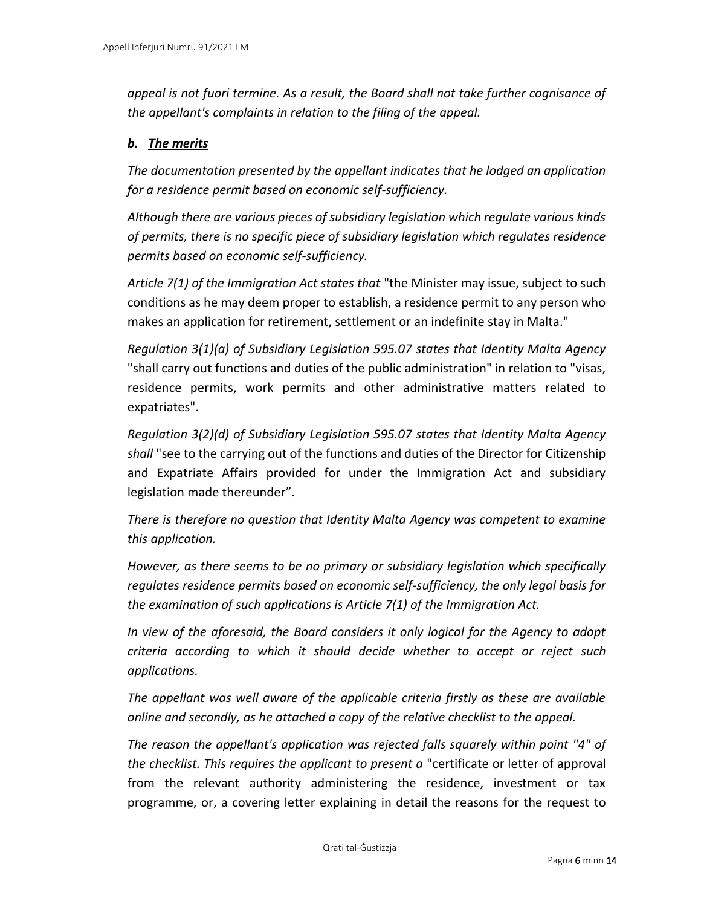*appeal is not fuori termine. As a result, the Board shall not take further cognisance of the appellant's complaints in relation to the filing of the appeal.*

***b. The merits***

*The documentation presented by the appellant indicates that he lodged an application for a residence permit based on economic self-sufficiency.*

*Although there are various pieces of subsidiary legislation which regulate various kinds of permits, there is no specific piece of subsidiary legislation which regulates residence permits based on economic self-sufficiency.*

*Article 7(1) of the Immigration Act states that* "the Minister may issue, subject to such conditions as he may deem proper to establish, a residence permit to any person who makes an application for retirement, settlement or an indefinite stay in Malta."

*Regulation 3(1)(a) of Subsidiary Legislation 595.07 states that Identity Malta Agency* "shall carry out functions and duties of the public administration" in relation to "visas, residence permits, work permits and other administrative matters related to expatriates".

*Regulation 3(2)(d) of Subsidiary Legislation 595.07 states that Identity Malta Agency shall* "see to the carrying out of the functions and duties of the Director for Citizenship and Expatriate Affairs provided for under the Immigration Act and subsidiary legislation made thereunder".

*There is therefore no question that Identity Malta Agency was competent to examine this application.*

*However, as there seems to be no primary or subsidiary legislation which specifically regulates residence permits based on economic self-sufficiency, the only legal basis for the examination of such applications is Article 7(1) of the Immigration Act.*

*In view of the aforesaid, the Board considers it only logical for the Agency to adopt criteria according to which it should decide whether to accept or reject such applications.*

*The appellant was well aware of the applicable criteria firstly as these are available online and secondly, as he attached a copy of the relative checklist to the appeal.*

*The reason the appellant's application was rejected falls squarely within point "4" of the checklist. This requires the applicant to present a* "certificate or letter of approval from the relevant authority administering the residence, investment or tax programme, or, a covering letter explaining in detail the reasons for the request to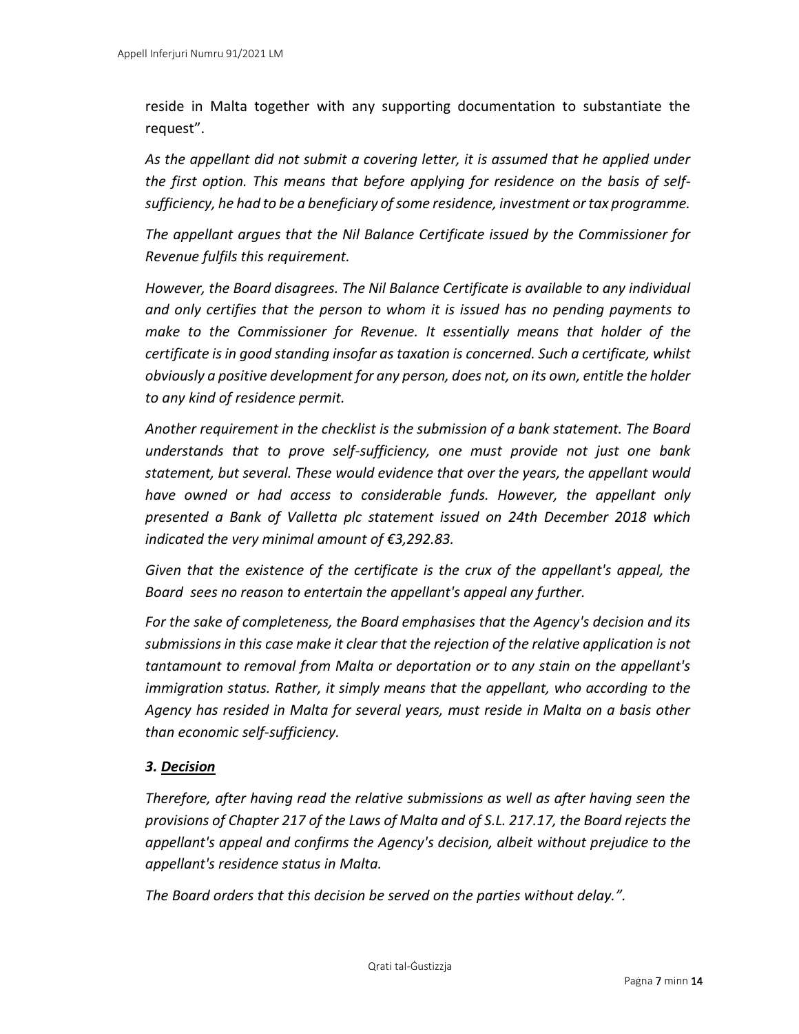reside in Malta together with any supporting documentation to substantiate the request".

*As the appellant did not submit a covering letter, it is assumed that he applied under the first option. This means that before applying for residence on the basis of self-sufficiency, he had to be a beneficiary of some residence, investment or tax programme.*

*The appellant argues that the Nil Balance Certificate issued by the Commissioner for Revenue fulfils this requirement.*

*However, the Board disagrees. The Nil Balance Certificate is available to any individual and only certifies that the person to whom it is issued has no pending payments to make to the Commissioner for Revenue. It essentially means that holder of the certificate is in good standing insofar as taxation is concerned. Such a certificate, whilst obviously a positive development for any person, does not, on its own, entitle the holder to any kind of residence permit.*

*Another requirement in the checklist is the submission of a bank statement. The Board understands that to prove self-sufficiency, one must provide not just one bank statement, but several. These would evidence that over the years, the appellant would have owned or had access to considerable funds. However, the appellant only presented a Bank of Valletta plc statement issued on 24th December 2018 which indicated the very minimal amount of €3,292.83.*

*Given that the existence of the certificate is the crux of the appellant's appeal, the Board sees no reason to entertain the appellant's appeal any further.*

*For the sake of completeness, the Board emphasises that the Agency's decision and its submissions in this case make it clear that the rejection of the relative application is not tantamount to removal from Malta or deportation or to any stain on the appellant's immigration status. Rather, it simply means that the appellant, who according to the Agency has resided in Malta for several years, must reside in Malta on a basis other than economic self-sufficiency.*

### *3. Decision*

*Therefore, after having read the relative submissions as well as after having seen the provisions of Chapter 217 of the Laws of Malta and of S.L. 217.17, the Board rejects the appellant's appeal and confirms the Agency's decision, albeit without prejudice to the appellant's residence status in Malta.*

*The Board orders that this decision be served on the parties without delay.".*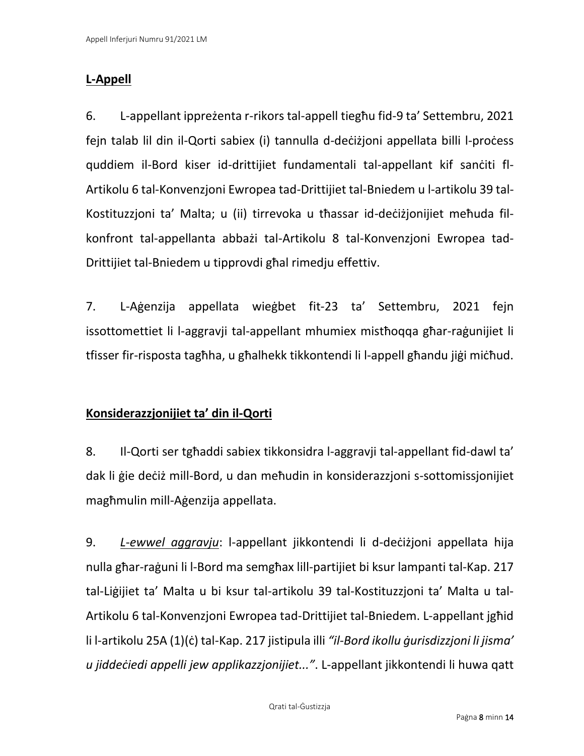**L-Appell**

6. L-appellant ippreżenta r-rikors tal-appell tiegħu fid-9 ta' Settembru, 2021 fejn talab lil din il-Qorti sabiex (i) tannulla d-deċiżjoni appellata billi l-proċess quddiem il-Bord kiser id-drittijiet fundamentali tal-appellant kif sanċiti fl-Artikolu 6 tal-Konvenzjoni Ewropea tad-Drittijiet tal-Bniedem u l-artikolu 39 tal-Kostituzzjoni ta' Malta; u (ii) tirrevoka u tħassar id-deċiżjonijiet meħuda fil-konfront tal-appellanta abbażi tal-Artikolu 8 tal-Konvenzjoni Ewropea tad-Drittijiet tal-Bniedem u tipprovdi għal rimedju effettiv.

7. L-Aġenzija appellata wieġbet fit-23 ta' Settembru, 2021 fejn issottomettiet li l-aggravji tal-appellant mhumiex mistħoqqa għar-raġunijiet li tfisser fir-risposta tagħha, u għalhekk tikkontendi li l-appell għandu jiġi miċħud.

**Konsiderazzjonijiet ta' din il-Qorti**

8. Il-Qorti ser tgħaddi sabiex tikkonsidra l-aggravji tal-appellant fid-dawl ta' dak li ġie deċiż mill-Bord, u dan meħudin in konsiderazzjoni s-sottomissjonijiet magħmulin mill-Aġenzija appellata.

9. ***L-ewwel aggravju***: l-appellant jikkontendi li d-deċiżjoni appellata hija nulla għar-raġuni li l-Bord ma semgħax lill-partijiet bi ksur lampanti tal-Kap. 217 tal-Liġijiet ta' Malta u bi ksur tal-artikolu 39 tal-Kostituzzjoni ta' Malta u tal-Artikolu 6 tal-Konvenzjoni Ewropea tad-Drittijiet tal-Bniedem. L-appellant jgħid li l-artikolu 25A (1)(ċ) tal-Kap. 217 jistipula illi *"il-Bord ikollu ġurisdizzjoni li jisma' u jiddeċiedi appelli jew applikazzjonijiet..."*. L-appellant jikkontendi li huwa qatt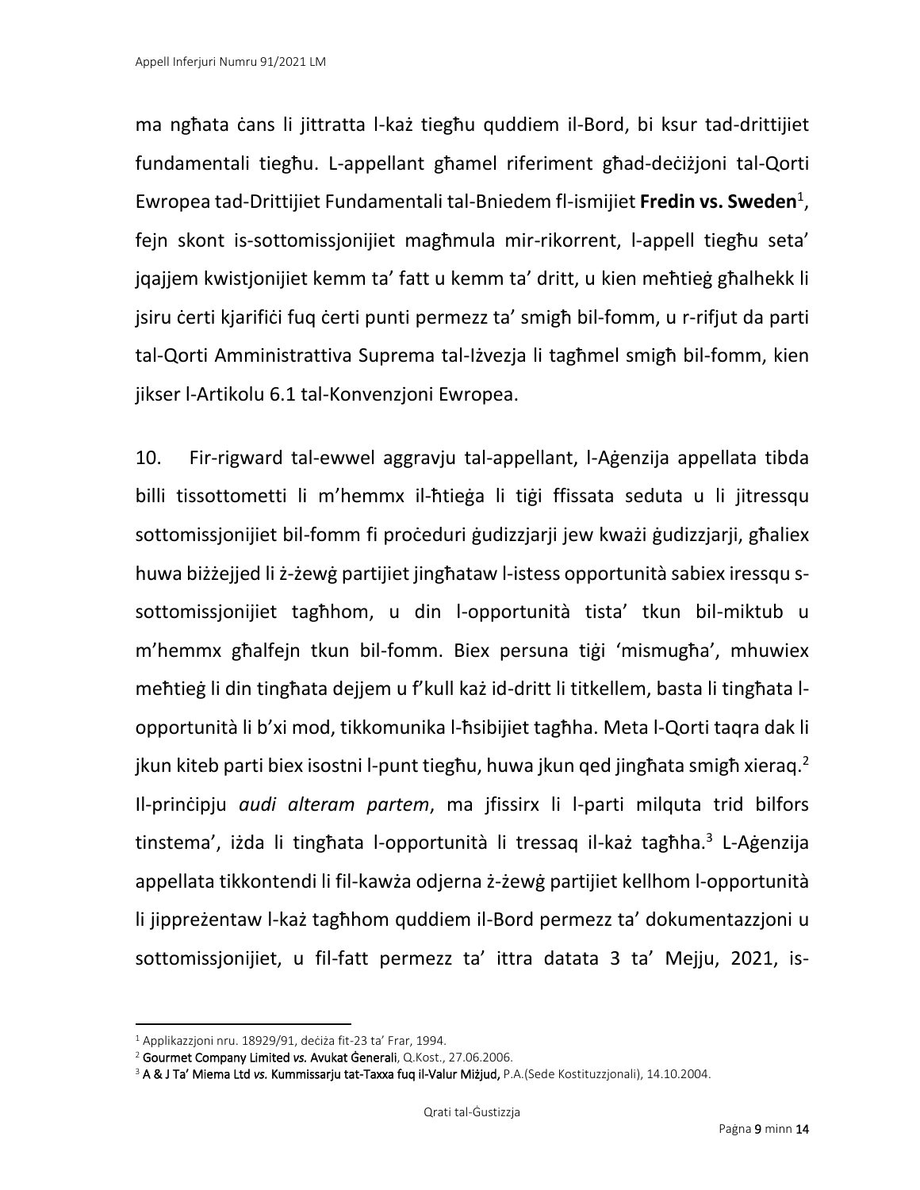ma ngħata ċans li jittratta l-każ tiegħu quddiem il-Bord, bi ksur tad-drittijiet fundamentali tiegħu. L-appellant għamel riferiment għad-deċiżjoni tal-Qorti Ewropea tad-Drittijiet Fundamentali tal-Bniedem fl-ismijiet **Fredin vs. Sweden**[1], fejn skont is-sottomissjonijiet magħmula mir-rikorrent, l-appell tiegħu seta' jqajjem kwistjonijiet kemm ta' fatt u kemm ta' dritt, u kien meħtieġ għalhekk li jsiru ċerti kjarifiċi fuq ċerti punti permezz ta' smigħ bil-fomm, u r-rifjut da parti tal-Qorti Amministrattiva Suprema tal-Iżvezja li tagħmel smigħ bil-fomm, kien jikser l-Artikolu 6.1 tal-Konvenzjoni Ewropea.

10. Fir-rigward tal-ewwel aggravju tal-appellant, l-Aġenzija appellata tibda billi tissottometti li m'hemmx il-ħtieġa li tiġi ffissata seduta u li jitressqu sottomissjonijiet bil-fomm fi proċeduri ġudizzjarji jew kważi ġudizzjarji, għaliex huwa biżżejjed li ż-żewġ partijiet jingħataw l-istess opportunità sabiex iressqu s-sottomissjonijiet tagħhom, u din l-opportunità tista' tkun bil-miktub u m'hemmx għalfejn tkun bil-fomm. Biex persuna tiġi 'mismugħa', mhuwiex meħtieġ li din tingħata dejjem u f'kull każ id-dritt li titkellem, basta li tingħata l-opportunità li b'xi mod, tikkomunika l-ħsibijiet tagħha. Meta l-Qorti taqra dak li jkun kiteb parti biex isostni l-punt tiegħu, huwa jkun qed jingħata smigħ xieraq.[2] Il-prinċipju *audi alteram partem*, ma jfissirx li l-parti milquta trid bilfors tinstema', iżda li tingħata l-opportunità li tressaq il-każ tagħha.[3] L-Aġenzija appellata tikkontendi li fil-kawża odjerna ż-żewġ partijiet kellhom l-opportunità li jippreżentaw l-każ tagħhom quddiem il-Bord permezz ta' dokumentazzjoni u sottomissjonijiet, u fil-fatt permezz ta' ittra datata 3 ta' Mejju, 2021, is-

---

[1] Applikazzjoni nru. 18929/91, deċiża fit-23 ta' Frar, 1994.

[2] **Gourmet Company Limited *vs.* Avukat Ġenerali**, Q.Kost., 27.06.2006.

[3] **A & J Ta' Miema Ltd *vs.* Kummissarju tat-Taxxa fuq il-Valur Miżjud,** P.A.(Sede Kostituzzjonali), 14.10.2004.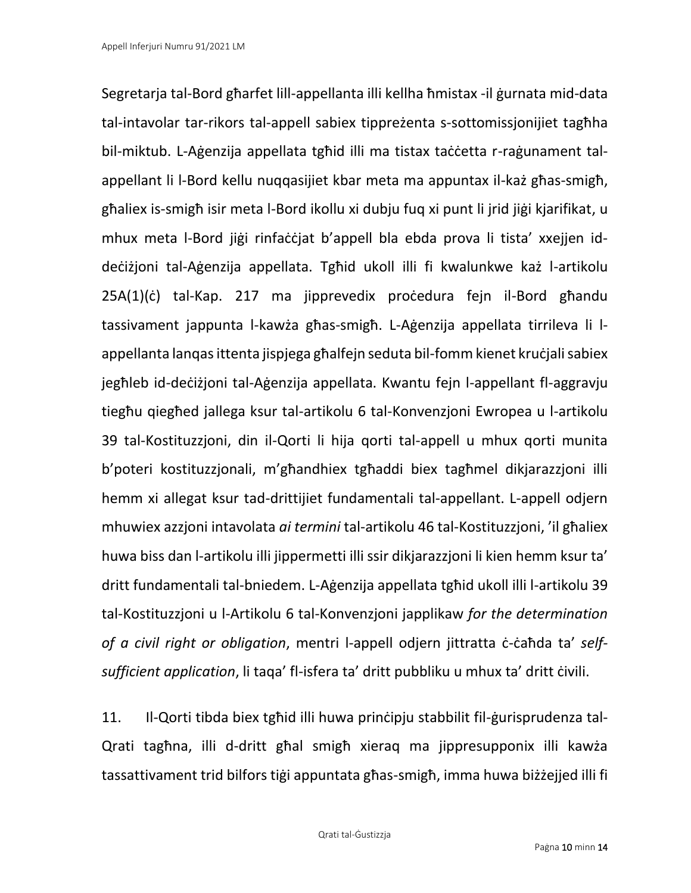Segretarja tal-Bord għarfet lill-appellanta illi kellha ħmistax -il ġurnata mid-data tal-intavolar tar-rikors tal-appell sabiex tippreżenta s-sottomissjonijiet tagħha bil-miktub. L-Aġenzija appellata tgħid illi ma tistax taċċetta r-raġunament tal-appellant li l-Bord kellu nuqqasijiet kbar meta ma appuntax il-każ għas-smigħ, għaliex is-smigħ isir meta l-Bord ikollu xi dubju fuq xi punt li jrid jiġi kjarifikat, u mhux meta l-Bord jiġi rinfaċċjat b'appell bla ebda prova li tista' xxejjen id-deċiżjoni tal-Aġenzija appellata. Tgħid ukoll illi fi kwalunkwe każ l-artikolu 25A(1)(ċ) tal-Kap. 217 ma jipprevedix proċedura fejn il-Bord għandu tassivament jappunta l-kawża għas-smigħ. L-Aġenzija appellata tirrileva li l-appellanta lanqas ittenta jispjega għalfejn seduta bil-fomm kienet kruċjali sabiex jegħleb id-deċiżjoni tal-Aġenzija appellata. Kwantu fejn l-appellant fl-aggravju tiegħu qiegħed jallega ksur tal-artikolu 6 tal-Konvenzjoni Ewropea u l-artikolu 39 tal-Kostituzzjoni, din il-Qorti li hija qorti tal-appell u mhux qorti munita b'poteri kostituzzjonali, m'għandhiex tgħaddi biex tagħmel dikjarazzjoni illi hemm xi allegat ksur tad-drittijiet fundamentali tal-appellant. L-appell odjern mhuwiex azzjoni intavolata *ai termini* tal-artikolu 46 tal-Kostituzzjoni, 'il għaliex huwa biss dan l-artikolu illi jippermetti illi ssir dikjarazzjoni li kien hemm ksur ta' dritt fundamentali tal-bniedem. L-Aġenzija appellata tgħid ukoll illi l-artikolu 39 tal-Kostituzzjoni u l-Artikolu 6 tal-Konvenzjoni japplikaw *for the determination of a civil right or obligation*, mentri l-appell odjern jittratta ċ-ċaħda ta' *self-sufficient application*, li taqa' fl-isfera ta' dritt pubbliku u mhux ta' dritt ċivili.

11. Il-Qorti tibda biex tgħid illi huwa prinċipju stabbilit fil-ġurisprudenza tal-Qrati tagħna, illi d-dritt għal smigħ xieraq ma jippresupponix illi kawża tassattivament trid bilfors tiġi appuntata għas-smigħ, imma huwa biżżejjed illi fi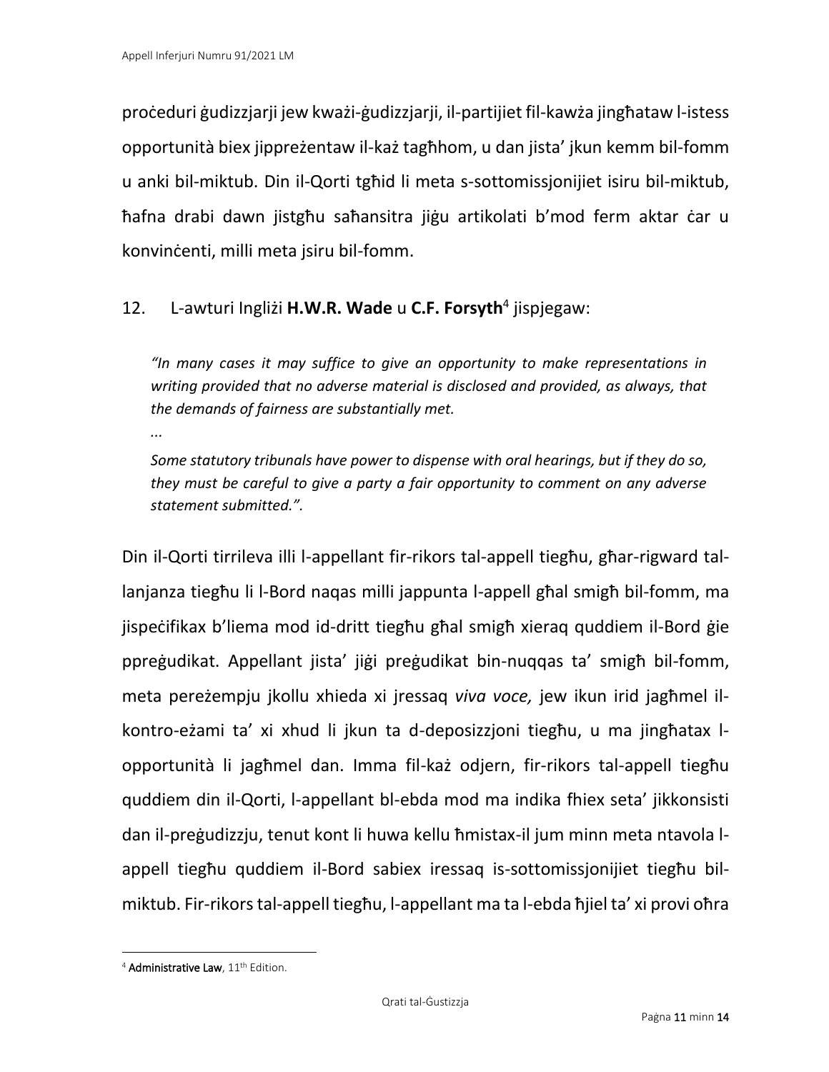proċeduri ġudizzjarji jew kważi-ġudizzjarji, il-partijiet fil-kawża jingħataw l-istess opportunità biex jippreżentaw il-każ tagħhom, u dan jista' jkun kemm bil-fomm u anki bil-miktub. Din il-Qorti tgħid li meta s-sottomissjonijiet isiru bil-miktub, ħafna drabi dawn jistgħu saħansitra jiġu artikolati b'mod ferm aktar ċar u konvinċenti, milli meta jsiru bil-fomm.

12. L-awturi Ingliżi **H.W.R. Wade** u **C.F. Forsyth**[4] jispjegaw:

> *"In many cases it may suffice to give an opportunity to make representations in writing provided that no adverse material is disclosed and provided, as always, that the demands of fairness are substantially met.*
>
> *...*
>
> *Some statutory tribunals have power to dispense with oral hearings, but if they do so, they must be careful to give a party a fair opportunity to comment on any adverse statement submitted."*.

Din il-Qorti tirrileva illi l-appellant fir-rikors tal-appell tiegħu, għar-rigward tal-lanjanza tiegħu li l-Bord naqas milli jappunta l-appell għal smigħ bil-fomm, ma jispeċifikax b'liema mod id-dritt tiegħu għal smigħ xieraq quddiem il-Bord ġie ppreġudikat. Appellant jista' jiġi preġudikat bin-nuqqas ta' smigħ bil-fomm, meta pereżempju jkollu xhieda xi jressaq *viva voce,* jew ikun irid jagħmel il-kontro-eżami ta' xi xhud li jkun ta d-deposizzjoni tiegħu, u ma jingħatax l-opportunità li jagħmel dan. Imma fil-każ odjern, fir-rikors tal-appell tiegħu quddiem din il-Qorti, l-appellant bl-ebda mod ma indika fhiex seta' jikkonsisti dan il-preġudizzju, tenut kont li huwa kellu ħmistax-il jum minn meta ntavola l-appell tiegħu quddiem il-Bord sabiex iressaq is-sottomissjonijiet tiegħu bil-miktub. Fir-rikors tal-appell tiegħu, l-appellant ma ta l-ebda ħjiel ta' xi provi oħra

[4] **Administrative Law**, 11th Edition.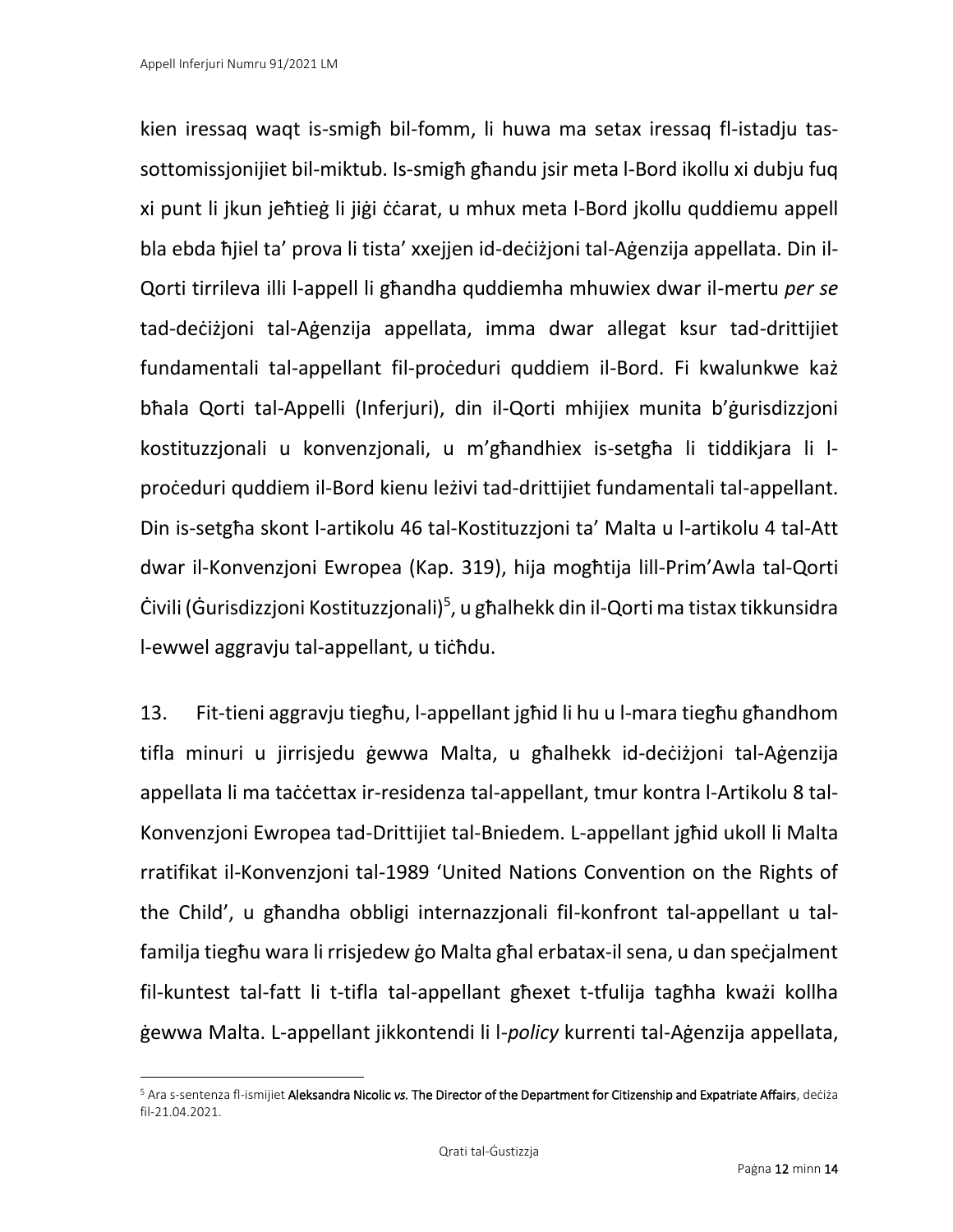kien iressaq waqt is-smigħ bil-fomm, li huwa ma setax iressaq fl-istadju tas-sottomissjonijiet bil-miktub. Is-smigħ għandu jsir meta l-Bord ikollu xi dubju fuq xi punt li jkun jeħtieġ li jiġi ċċarat, u mhux meta l-Bord jkollu quddiemu appell bla ebda ħjiel ta' prova li tista' xxejjen id-deċiżjoni tal-Aġenzija appellata. Din il-Qorti tirrileva illi l-appell li għandha quddiemha mhuwiex dwar il-mertu *per se* tad-deċiżjoni tal-Aġenzija appellata, imma dwar allegat ksur tad-drittijiet fundamentali tal-appellant fil-proċeduri quddiem il-Bord. Fi kwalunkwe każ bħala Qorti tal-Appelli (Inferjuri), din il-Qorti mhijiex munita b'ġurisdizzjoni kostituzzjonali u konvenzjonali, u m'għandhiex is-setgħa li tiddikjara li l-proċeduri quddiem il-Bord kienu leżivi tad-drittijiet fundamentali tal-appellant. Din is-setgħa skont l-artikolu 46 tal-Kostituzzjoni ta' Malta u l-artikolu 4 tal-Att dwar il-Konvenzjoni Ewropea (Kap. 319), hija mogħtija lill-Prim'Awla tal-Qorti Ċivili (Ġurisdizzjoni Kostituzzjonali)[5], u għalhekk din il-Qorti ma tistax tikkunsidra l-ewwel aggravju tal-appellant, u tiċħdu.

13. Fit-tieni aggravju tiegħu, l-appellant jgħid li hu u l-mara tiegħu għandhom tifla minuri u jirrisjedu ġewwa Malta, u għalhekk id-deċiżjoni tal-Aġenzija appellata li ma taċċettax ir-residenza tal-appellant, tmur kontra l-Artikolu 8 tal-Konvenzjoni Ewropea tad-Drittijiet tal-Bniedem. L-appellant jgħid ukoll li Malta rratifikat il-Konvenzjoni tal-1989 'United Nations Convention on the Rights of the Child', u għandha obbligi internazzjonali fil-konfront tal-appellant u tal-familja tiegħu wara li rrisjedew ġo Malta għal erbatax-il sena, u dan speċjalment fil-kuntest tal-fatt li t-tifla tal-appellant għexet t-tfulija tagħha kważi kollha ġewwa Malta. L-appellant jikkontendi li l-*policy* kurrenti tal-Aġenzija appellata,

---

[5] Ara s-sentenza fl-ismijiet **Aleksandra Nicolic *vs.* The Director of the Department for Citizenship and Expatriate Affairs**, deċiża fil-21.04.2021.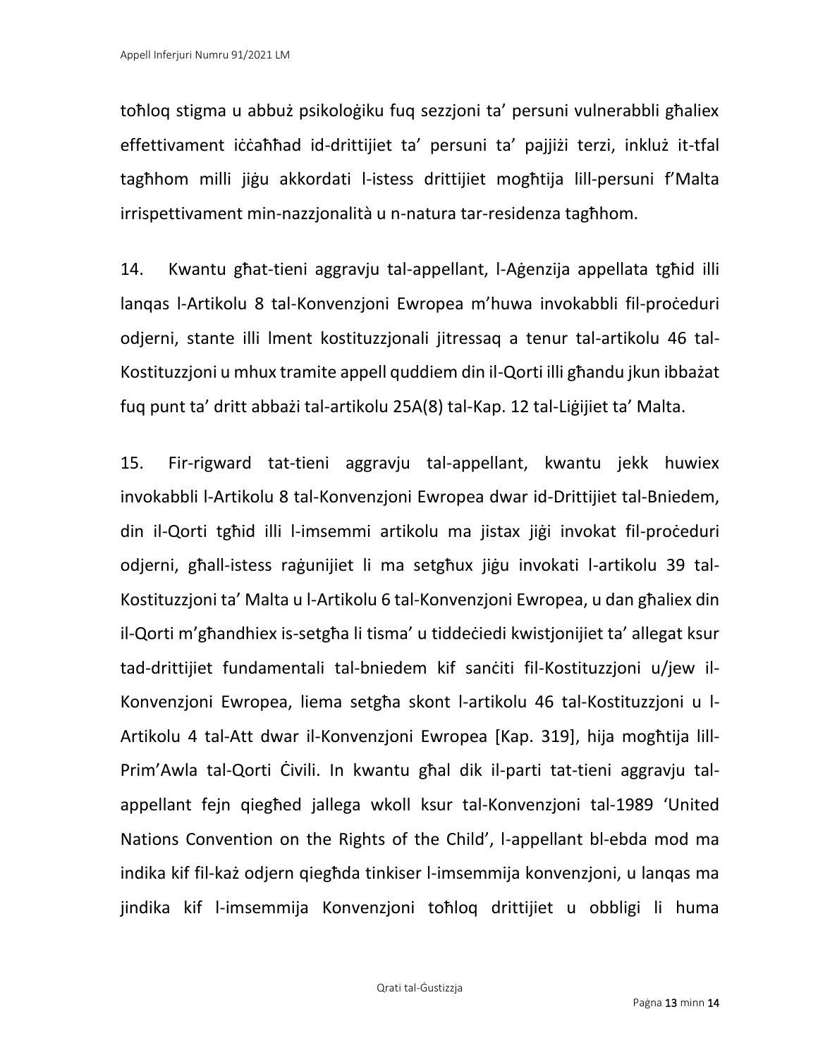toħloq stigma u abbuż psikoloġiku fuq sezzjoni ta' persuni vulnerabbli għaliex effettivament iċċaħħad id-drittijiet ta' persuni ta' pajjiżi terzi, inkluż it-tfal tagħhom milli jiġu akkordati l-istess drittijiet mogħtija lill-persuni f'Malta irrispettivament min-nazzjonalità u n-natura tar-residenza tagħhom.

14. Kwantu għat-tieni aggravju tal-appellant, l-Aġenzija appellata tgħid illi lanqas l-Artikolu 8 tal-Konvenzjoni Ewropea m'huwa invokabbli fil-proċeduri odjerni, stante illi lment kostituzzjonali jitressaq a tenur tal-artikolu 46 tal-Kostituzzjoni u mhux tramite appell quddiem din il-Qorti illi għandu jkun ibbażat fuq punt ta' dritt abbażi tal-artikolu 25A(8) tal-Kap. 12 tal-Liġijiet ta' Malta.

15. Fir-rigward tat-tieni aggravju tal-appellant, kwantu jekk huwiex invokabbli l-Artikolu 8 tal-Konvenzjoni Ewropea dwar id-Drittijiet tal-Bniedem, din il-Qorti tgħid illi l-imsemmi artikolu ma jistax jiġi invokat fil-proċeduri odjerni, għall-istess raġunijiet li ma setgħux jiġu invokati l-artikolu 39 tal-Kostituzzjoni ta' Malta u l-Artikolu 6 tal-Konvenzjoni Ewropea, u dan għaliex din il-Qorti m'għandhiex is-setgħa li tisma' u tiddeċiedi kwistjonijiet ta' allegat ksur tad-drittijiet fundamentali tal-bniedem kif sanċiti fil-Kostituzzjoni u/jew il-Konvenzjoni Ewropea, liema setgħa skont l-artikolu 46 tal-Kostituzzjoni u l-Artikolu 4 tal-Att dwar il-Konvenzjoni Ewropea [Kap. 319], hija mogħtija lill-Prim'Awla tal-Qorti Ċivili. In kwantu għal dik il-parti tat-tieni aggravju tal-appellant fejn qiegħed jallega wkoll ksur tal-Konvenzjoni tal-1989 'United Nations Convention on the Rights of the Child', l-appellant bl-ebda mod ma indika kif fil-każ odjern qiegħda tinkiser l-imsemmija konvenzjoni, u lanqas ma jindika kif l-imsemmija Konvenzjoni toħloq drittijiet u obbligi li huma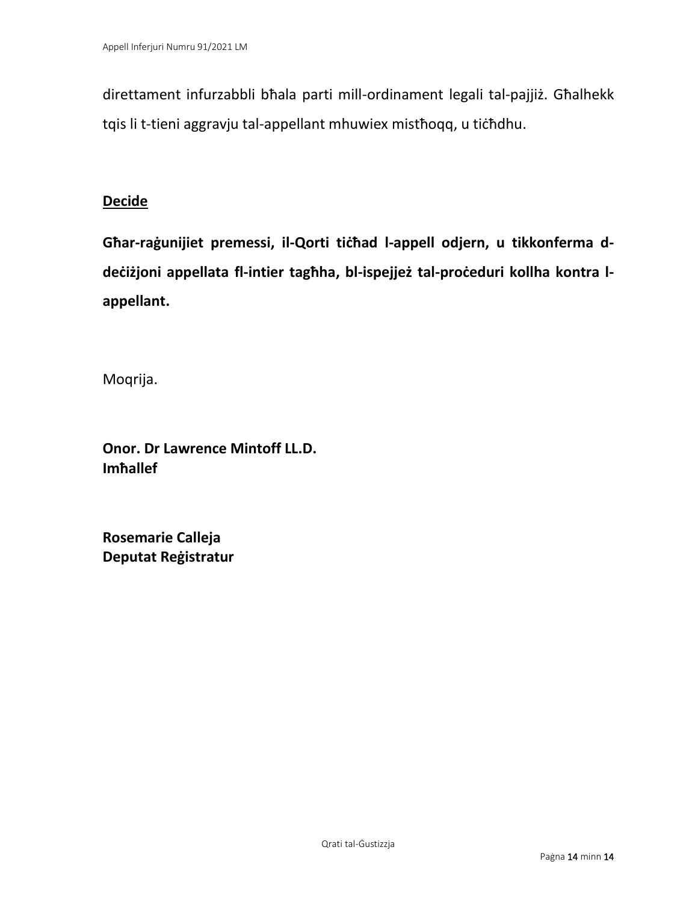direttament infurzabbli bħala parti mill-ordinament legali tal-pajjiż. Għalhekk tqis li t-tieni aggravju tal-appellant mhuwiex mistħoqq, u tiċħdhu.

**<u>Decide</u>**

**Għar-raġunijiet premessi, il-Qorti tiċħad l-appell odjern, u tikkonferma d-deċiżjoni appellata fl-intier tagħha, bl-ispejjeż tal-proċeduri kollha kontra l-appellant.**

Moqrija.

**Onor. Dr Lawrence Mintoff LL.D.**
**Imħallef**

**Rosemarie Calleja**
**Deputat Reġistratur**